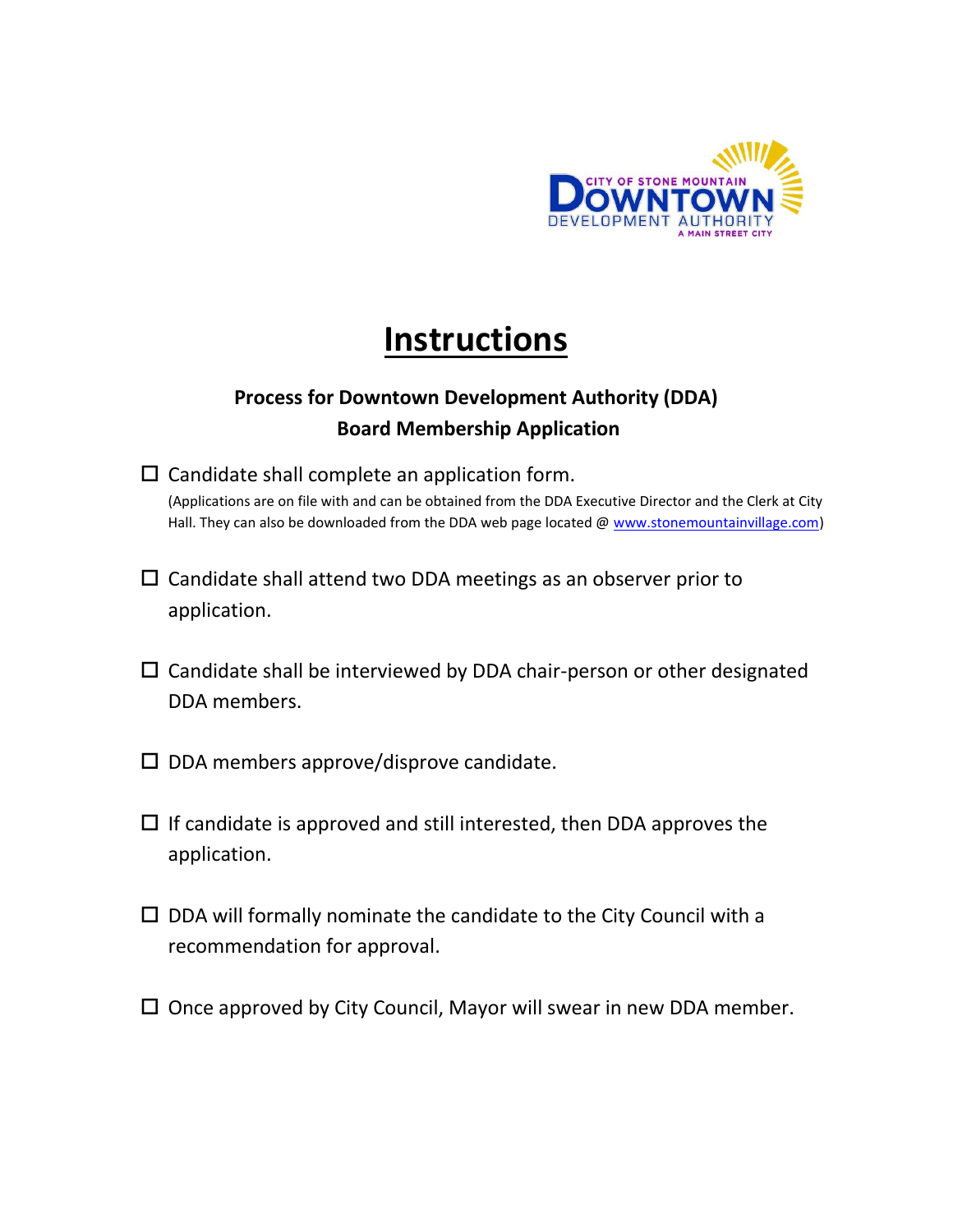# Instructions

### Process for Downtown Development Authority (DDA) Board Membership Application

- ☐ Candidate shall complete an application form.
  (Applications are on file with and can be obtained from the DDA Executive Director and the Clerk at City Hall. They can also be downloaded from the DDA web page located @ www.stonemountainvillage.com)

- ☐ Candidate shall attend two DDA meetings as an observer prior to application.

- ☐ Candidate shall be interviewed by DDA chair-person or other designated DDA members.

- ☐ DDA members approve/disprove candidate.

- ☐ If candidate is approved and still interested, then DDA approves the application.

- ☐ DDA will formally nominate the candidate to the City Council with a recommendation for approval.

- ☐ Once approved by City Council, Mayor will swear in new DDA member.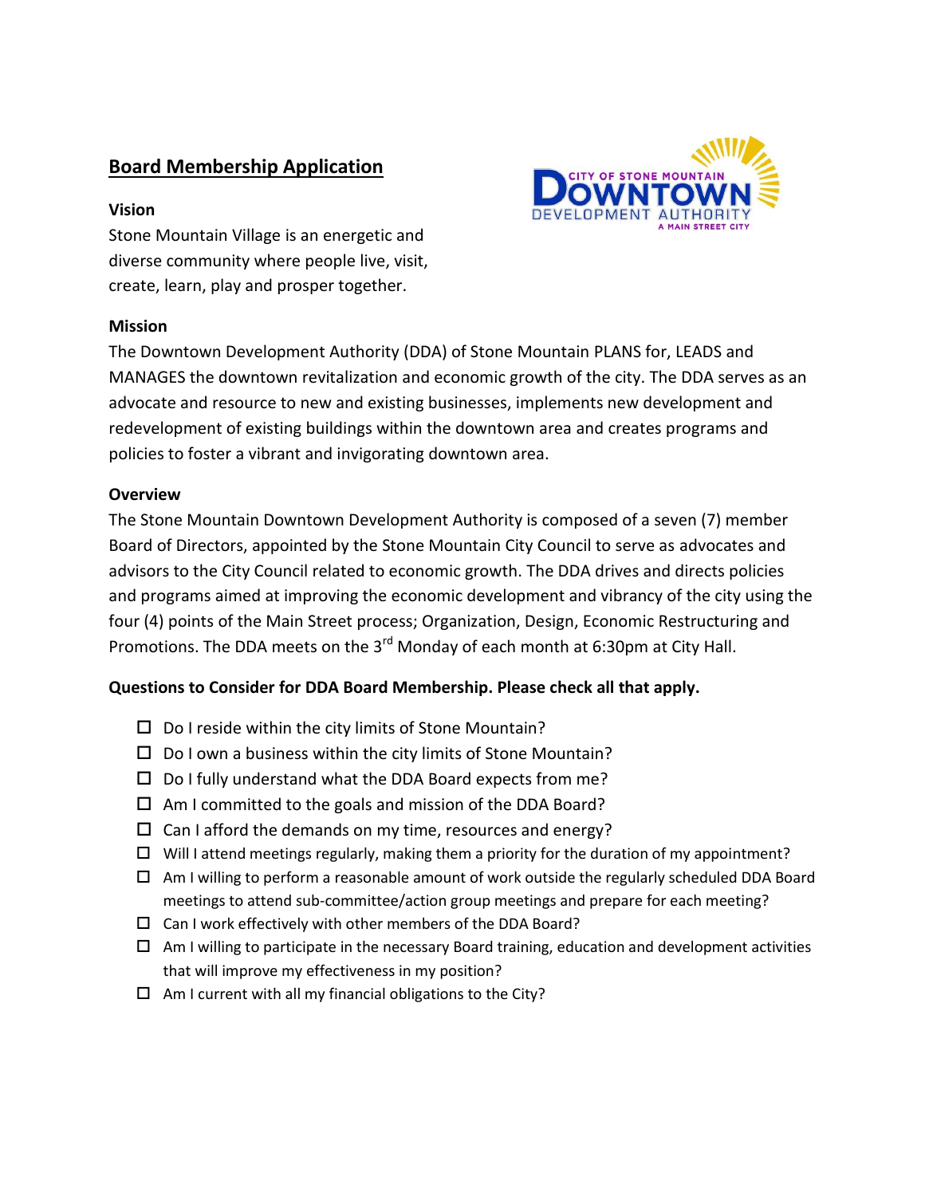## Board Membership Application

CITY OF STONE MOUNTAIN DOWNTOWN DEVELOPMENT AUTHORITY
A MAIN STREET CITY

**Vision**

Stone Mountain Village is an energetic and diverse community where people live, visit, create, learn, play and prosper together.

**Mission**

The Downtown Development Authority (DDA) of Stone Mountain PLANS for, LEADS and MANAGES the downtown revitalization and economic growth of the city. The DDA serves as an advocate and resource to new and existing businesses, implements new development and redevelopment of existing buildings within the downtown area and creates programs and policies to foster a vibrant and invigorating downtown area.

**Overview**

The Stone Mountain Downtown Development Authority is composed of a seven (7) member Board of Directors, appointed by the Stone Mountain City Council to serve as advocates and advisors to the City Council related to economic growth. The DDA drives and directs policies and programs aimed at improving the economic development and vibrancy of the city using the four (4) points of the Main Street process; Organization, Design, Economic Restructuring and Promotions. The DDA meets on the 3rd Monday of each month at 6:30pm at City Hall.

**Questions to Consider for DDA Board Membership. Please check all that apply.**

- ☐ Do I reside within the city limits of Stone Mountain?
- ☐ Do I own a business within the city limits of Stone Mountain?
- ☐ Do I fully understand what the DDA Board expects from me?
- ☐ Am I committed to the goals and mission of the DDA Board?
- ☐ Can I afford the demands on my time, resources and energy?
- ☐ Will I attend meetings regularly, making them a priority for the duration of my appointment?
- ☐ Am I willing to perform a reasonable amount of work outside the regularly scheduled DDA Board meetings to attend sub-committee/action group meetings and prepare for each meeting?
- ☐ Can I work effectively with other members of the DDA Board?
- ☐ Am I willing to participate in the necessary Board training, education and development activities that will improve my effectiveness in my position?
- ☐ Am I current with all my financial obligations to the City?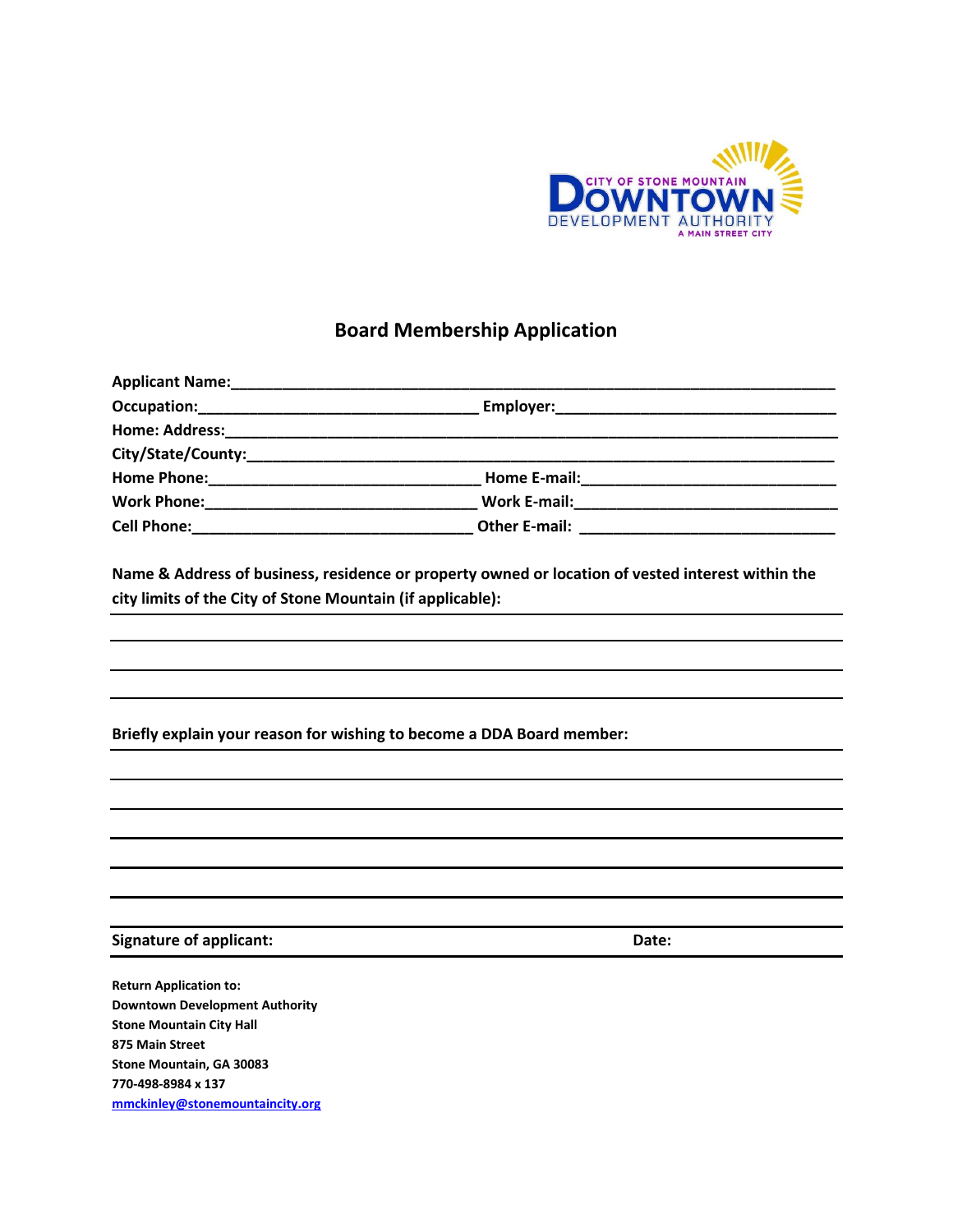CITY OF STONE MOUNTAIN
DOWNTOWN
DEVELOPMENT AUTHORITY
A MAIN STREET CITY

# Board Membership Application

**Applicant Name:**_______________________________________________________________________

**Occupation:**_______________________________ **Employer:**_______________________________

**Home: Address:**_____________________________________________________________________

**City/State/County:**___________________________________________________________________

**Home Phone:**______________________________ **Home E-mail:**____________________________

**Work Phone:**______________________________ **Work E-mail:**_____________________________

**Cell Phone:**_______________________________ **Other E-mail:** ____________________________

**Name & Address of business, residence or property owned or location of vested interest within the city limits of the City of Stone Mountain (if applicable):**

___________________________________________________________________________________

___________________________________________________________________________________

___________________________________________________________________________________

___________________________________________________________________________________

**Briefly explain your reason for wishing to become a DDA Board member:**

___________________________________________________________________________________

___________________________________________________________________________________

___________________________________________________________________________________

___________________________________________________________________________________

___________________________________________________________________________________

___________________________________________________________________________________

**Signature of applicant:** **Date:**

**Return Application to:**
**Downtown Development Authority**
**Stone Mountain City Hall**
**875 Main Street**
**Stone Mountain, GA 30083**
**770-498-8984 x 137**
**mmckinley@stonemountaincity.org**